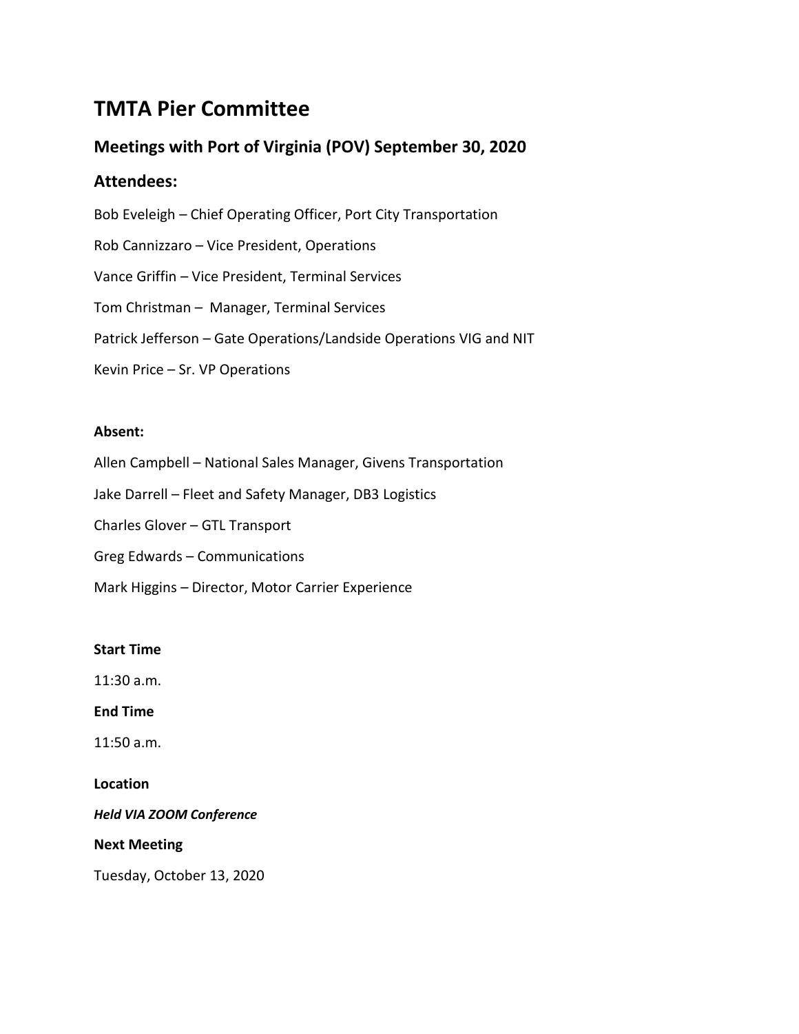# TMTA Pier Committee

## Meetings with Port of Virginia (POV) September 30, 2020

## Attendees:

Bob Eveleigh – Chief Operating Officer, Port City Transportation

Rob Cannizzaro – Vice President, Operations

Vance Griffin – Vice President, Terminal Services

Tom Christman – Manager, Terminal Services

Patrick Jefferson – Gate Operations/Landside Operations VIG and NIT

Kevin Price – Sr. VP Operations

**Absent:**

Allen Campbell – National Sales Manager, Givens Transportation

Jake Darrell – Fleet and Safety Manager, DB3 Logistics

Charles Glover – GTL Transport

Greg Edwards – Communications

Mark Higgins – Director, Motor Carrier Experience

**Start Time**

11:30 a.m.

**End Time**

11:50 a.m.

**Location**

***Held VIA ZOOM Conference***

**Next Meeting**

Tuesday, October 13, 2020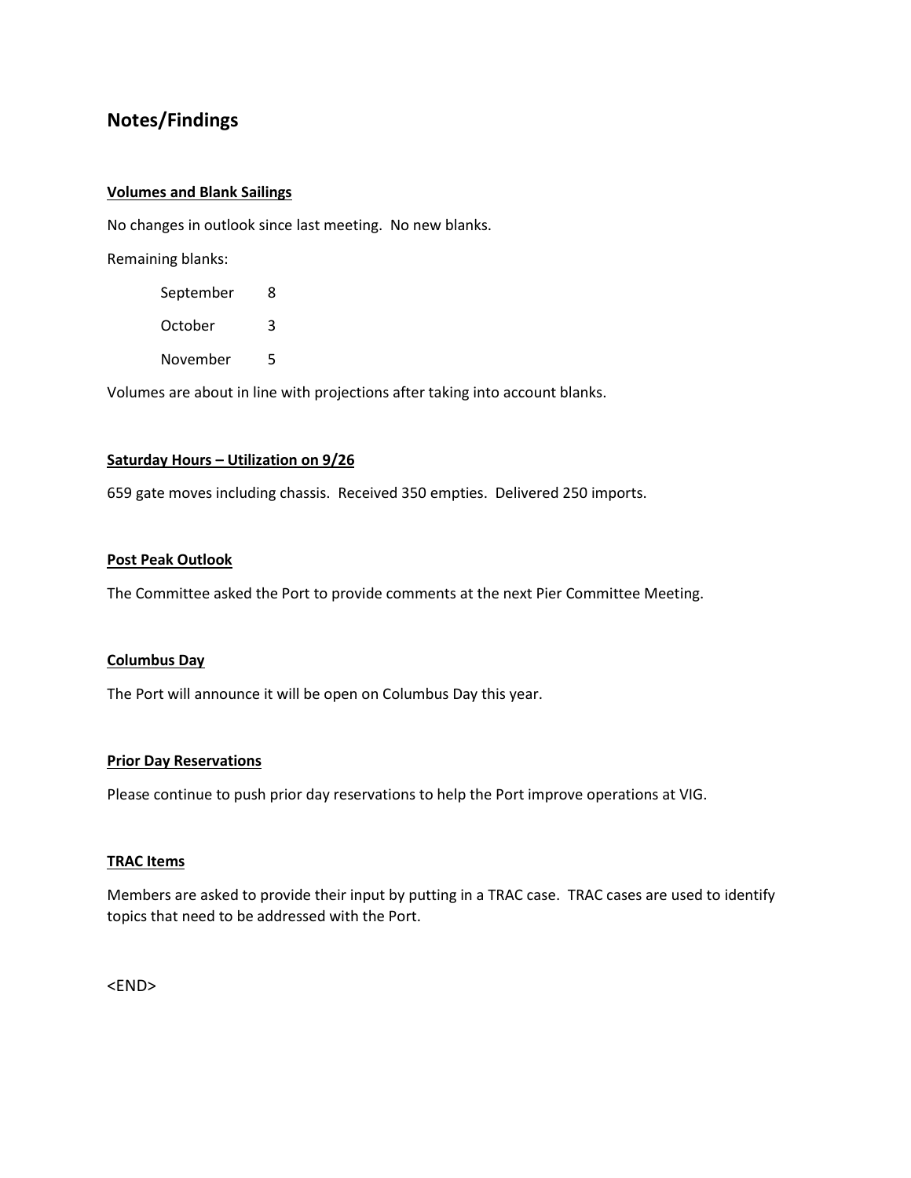## Notes/Findings

**Volumes and Blank Sailings**

No changes in outlook since last meeting. No new blanks.

Remaining blanks:

| | |
|---|---|
| September | 8 |
| October | 3 |
| November | 5 |

Volumes are about in line with projections after taking into account blanks.

**Saturday Hours – Utilization on 9/26**

659 gate moves including chassis. Received 350 empties. Delivered 250 imports.

**Post Peak Outlook**

The Committee asked the Port to provide comments at the next Pier Committee Meeting.

**Columbus Day**

The Port will announce it will be open on Columbus Day this year.

**Prior Day Reservations**

Please continue to push prior day reservations to help the Port improve operations at VIG.

**TRAC Items**

Members are asked to provide their input by putting in a TRAC case. TRAC cases are used to identify topics that need to be addressed with the Port.

<END>